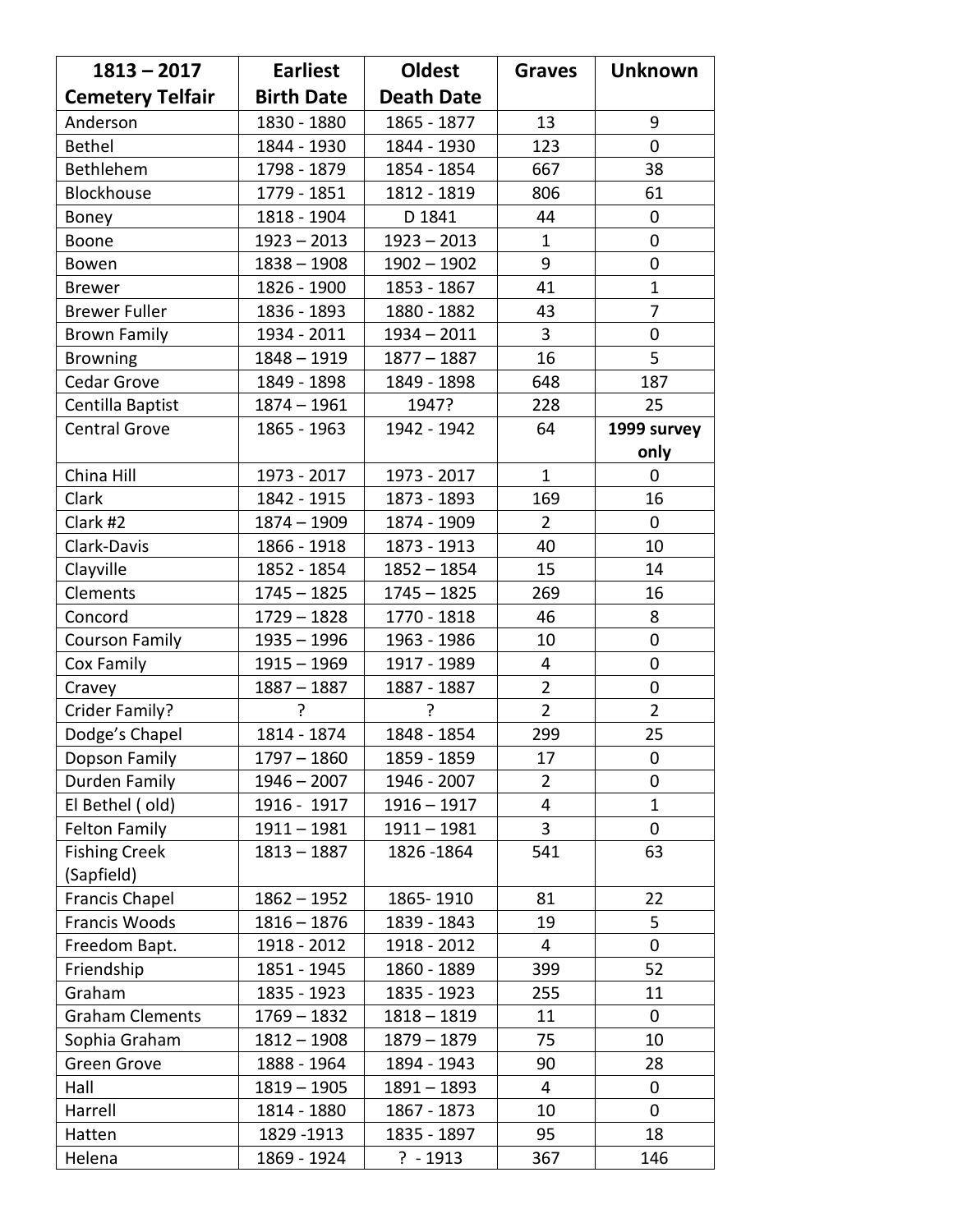| 1813 – 2017 Cemetery Telfair | Earliest Birth Date | Oldest Death Date | Graves | Unknown |
|---|---|---|---|---|
| Anderson | 1830 - 1880 | 1865 - 1877 | 13 | 9 |
| Bethel | 1844 - 1930 | 1844 - 1930 | 123 | 0 |
| Bethlehem | 1798 - 1879 | 1854 - 1854 | 667 | 38 |
| Blockhouse | 1779 - 1851 | 1812 - 1819 | 806 | 61 |
| Boney | 1818 - 1904 | D 1841 | 44 | 0 |
| Boone | 1923 – 2013 | 1923 – 2013 | 1 | 0 |
| Bowen | 1838 – 1908 | 1902 – 1902 | 9 | 0 |
| Brewer | 1826 - 1900 | 1853 - 1867 | 41 | 1 |
| Brewer Fuller | 1836 - 1893 | 1880 - 1882 | 43 | 7 |
| Brown Family | 1934 - 2011 | 1934 – 2011 | 3 | 0 |
| Browning | 1848 – 1919 | 1877 – 1887 | 16 | 5 |
| Cedar Grove | 1849 - 1898 | 1849 - 1898 | 648 | 187 |
| Centilla Baptist | 1874 – 1961 | 1947? | 228 | 25 |
| Central Grove | 1865 - 1963 | 1942 - 1942 | 64 | **1999 survey only** |
| China Hill | 1973 - 2017 | 1973 - 2017 | 1 | 0 |
| Clark | 1842 - 1915 | 1873 - 1893 | 169 | 16 |
| Clark #2 | 1874 – 1909 | 1874 - 1909 | 2 | 0 |
| Clark-Davis | 1866 - 1918 | 1873 - 1913 | 40 | 10 |
| Clayville | 1852 - 1854 | 1852 – 1854 | 15 | 14 |
| Clements | 1745 – 1825 | 1745 – 1825 | 269 | 16 |
| Concord | 1729 – 1828 | 1770 - 1818 | 46 | 8 |
| Courson Family | 1935 – 1996 | 1963 - 1986 | 10 | 0 |
| Cox Family | 1915 – 1969 | 1917 - 1989 | 4 | 0 |
| Cravey | 1887 – 1887 | 1887 - 1887 | 2 | 0 |
| Crider Family? | ? | ? | 2 | 2 |
| Dodge's Chapel | 1814 - 1874 | 1848 - 1854 | 299 | 25 |
| Dopson Family | 1797 – 1860 | 1859 - 1859 | 17 | 0 |
| Durden Family | 1946 – 2007 | 1946 - 2007 | 2 | 0 |
| El Bethel ( old) | 1916 - 1917 | 1916 – 1917 | 4 | 1 |
| Felton Family | 1911 – 1981 | 1911 – 1981 | 3 | 0 |
| Fishing Creek (Sapfield) | 1813 – 1887 | 1826 -1864 | 541 | 63 |
| Francis Chapel | 1862 – 1952 | 1865- 1910 | 81 | 22 |
| Francis Woods | 1816 – 1876 | 1839 - 1843 | 19 | 5 |
| Freedom Bapt. | 1918 - 2012 | 1918 - 2012 | 4 | 0 |
| Friendship | 1851 - 1945 | 1860 - 1889 | 399 | 52 |
| Graham | 1835 - 1923 | 1835 - 1923 | 255 | 11 |
| Graham Clements | 1769 – 1832 | 1818 – 1819 | 11 | 0 |
| Sophia Graham | 1812 – 1908 | 1879 – 1879 | 75 | 10 |
| Green Grove | 1888 - 1964 | 1894 - 1943 | 90 | 28 |
| Hall | 1819 – 1905 | 1891 – 1893 | 4 | 0 |
| Harrell | 1814 - 1880 | 1867 - 1873 | 10 | 0 |
| Hatten | 1829 -1913 | 1835 - 1897 | 95 | 18 |
| Helena | 1869 - 1924 | ? - 1913 | 367 | 146 |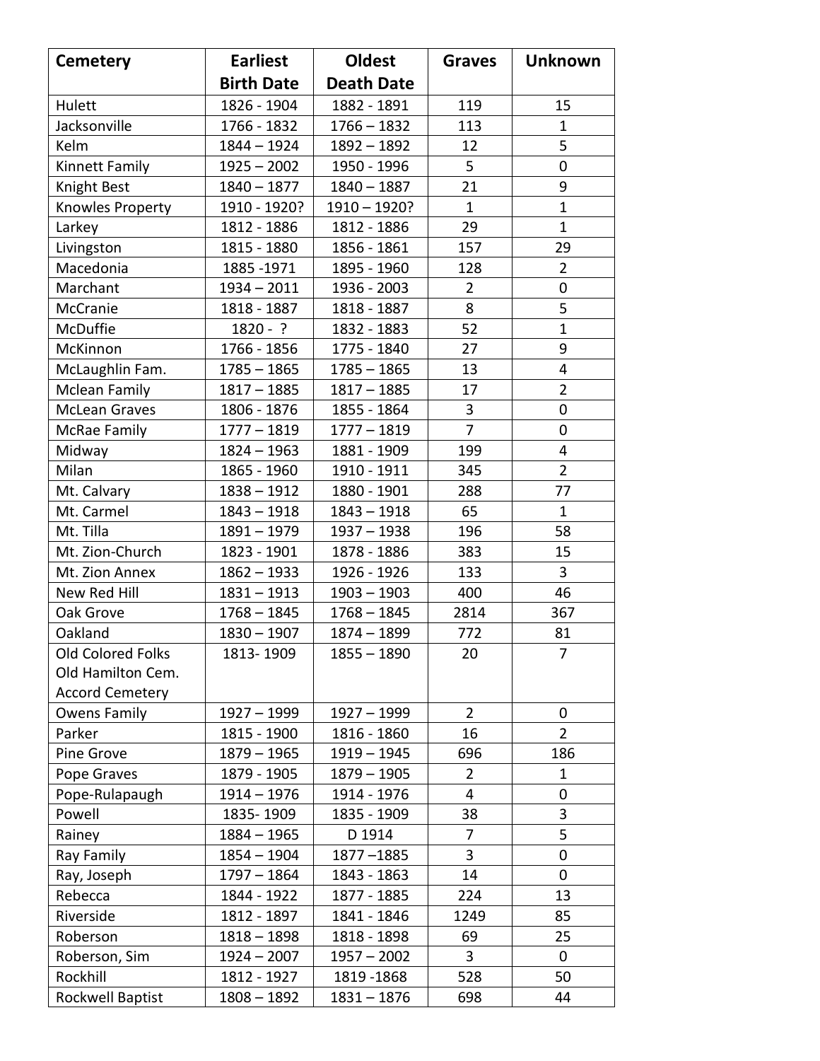| Cemetery | Earliest Birth Date | Oldest Death Date | Graves | Unknown |
|---|---|---|---|---|
| Hulett | 1826 - 1904 | 1882 - 1891 | 119 | 15 |
| Jacksonville | 1766 - 1832 | 1766 – 1832 | 113 | 1 |
| Kelm | 1844 – 1924 | 1892 – 1892 | 12 | 5 |
| Kinnett Family | 1925 – 2002 | 1950 - 1996 | 5 | 0 |
| Knight Best | 1840 – 1877 | 1840 – 1887 | 21 | 9 |
| Knowles Property | 1910 - 1920? | 1910 – 1920? | 1 | 1 |
| Larkey | 1812 - 1886 | 1812 - 1886 | 29 | 1 |
| Livingston | 1815 - 1880 | 1856 - 1861 | 157 | 29 |
| Macedonia | 1885 -1971 | 1895 - 1960 | 128 | 2 |
| Marchant | 1934 – 2011 | 1936 - 2003 | 2 | 0 |
| McCranie | 1818 - 1887 | 1818 - 1887 | 8 | 5 |
| McDuffie | 1820 - ? | 1832 - 1883 | 52 | 1 |
| McKinnon | 1766 - 1856 | 1775 - 1840 | 27 | 9 |
| McLaughlin Fam. | 1785 – 1865 | 1785 – 1865 | 13 | 4 |
| Mclean Family | 1817 – 1885 | 1817 – 1885 | 17 | 2 |
| McLean Graves | 1806 - 1876 | 1855 - 1864 | 3 | 0 |
| McRae Family | 1777 – 1819 | 1777 – 1819 | 7 | 0 |
| Midway | 1824 – 1963 | 1881 - 1909 | 199 | 4 |
| Milan | 1865 - 1960 | 1910 - 1911 | 345 | 2 |
| Mt. Calvary | 1838 – 1912 | 1880 - 1901 | 288 | 77 |
| Mt. Carmel | 1843 – 1918 | 1843 – 1918 | 65 | 1 |
| Mt. Tilla | 1891 – 1979 | 1937 – 1938 | 196 | 58 |
| Mt. Zion-Church | 1823 - 1901 | 1878 - 1886 | 383 | 15 |
| Mt. Zion Annex | 1862 – 1933 | 1926 - 1926 | 133 | 3 |
| New Red Hill | 1831 – 1913 | 1903 – 1903 | 400 | 46 |
| Oak Grove | 1768 – 1845 | 1768 – 1845 | 2814 | 367 |
| Oakland | 1830 – 1907 | 1874 – 1899 | 772 | 81 |
| Old Colored Folks Old Hamilton Cem. Accord Cemetery | 1813- 1909 | 1855 – 1890 | 20 | 7 |
| Owens Family | 1927 – 1999 | 1927 – 1999 | 2 | 0 |
| Parker | 1815 - 1900 | 1816 - 1860 | 16 | 2 |
| Pine Grove | 1879 – 1965 | 1919 – 1945 | 696 | 186 |
| Pope Graves | 1879 - 1905 | 1879 – 1905 | 2 | 1 |
| Pope-Rulapaugh | 1914 – 1976 | 1914 - 1976 | 4 | 0 |
| Powell | 1835- 1909 | 1835 - 1909 | 38 | 3 |
| Rainey | 1884 – 1965 | D 1914 | 7 | 5 |
| Ray Family | 1854 – 1904 | 1877 –1885 | 3 | 0 |
| Ray, Joseph | 1797 – 1864 | 1843 - 1863 | 14 | 0 |
| Rebecca | 1844 - 1922 | 1877 - 1885 | 224 | 13 |
| Riverside | 1812 - 1897 | 1841 - 1846 | 1249 | 85 |
| Roberson | 1818 – 1898 | 1818 – 1898 | 69 | 25 |
| Roberson, Sim | 1924 – 2007 | 1957 – 2002 | 3 | 0 |
| Rockhill | 1812 - 1927 | 1819 -1868 | 528 | 50 |
| Rockwell Baptist | 1808 – 1892 | 1831 – 1876 | 698 | 44 |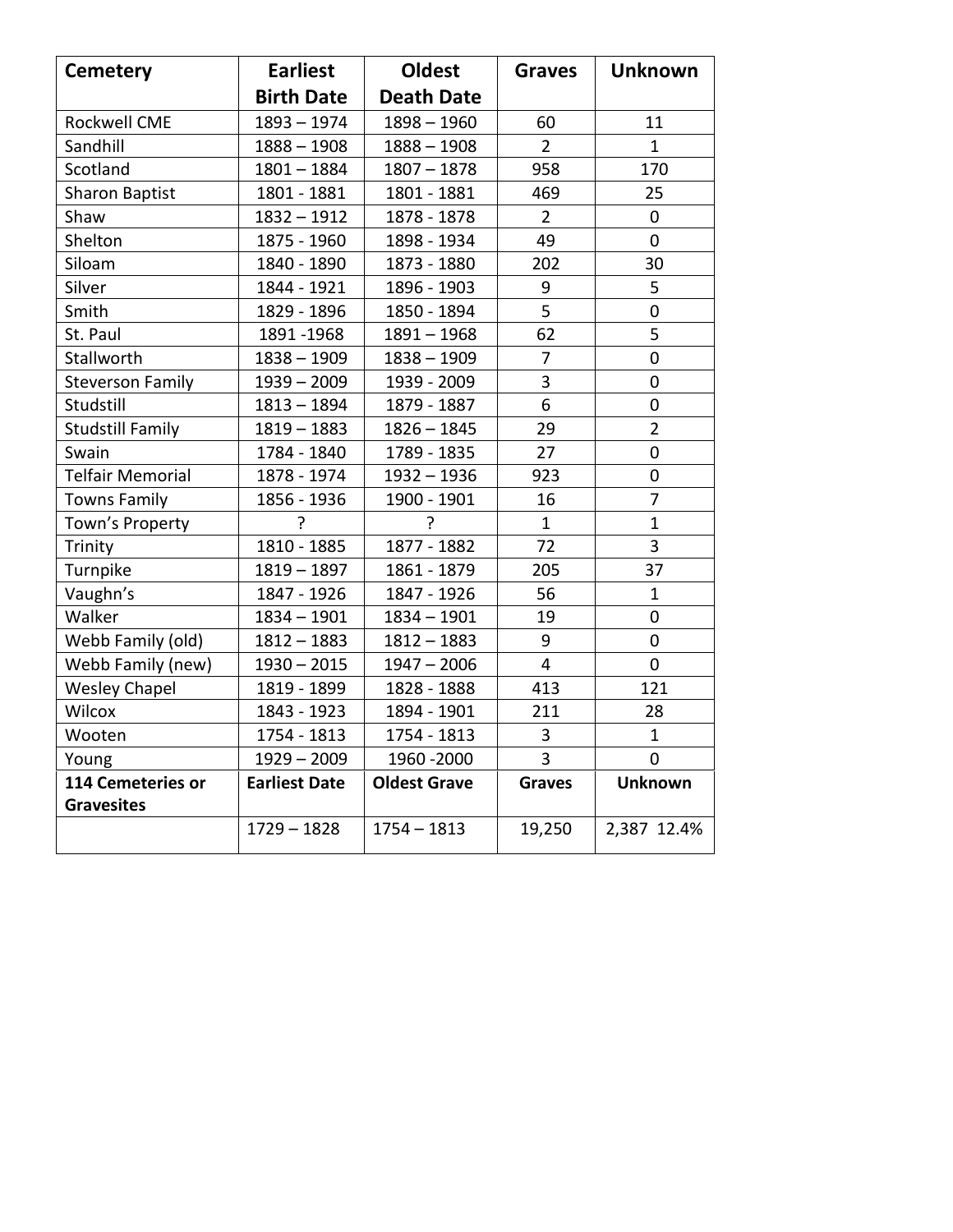| Cemetery | Earliest Birth Date | Oldest Death Date | Graves | Unknown |
|---|---|---|---|---|
| Rockwell CME | 1893 – 1974 | 1898 – 1960 | 60 | 11 |
| Sandhill | 1888 – 1908 | 1888 – 1908 | 2 | 1 |
| Scotland | 1801 – 1884 | 1807 – 1878 | 958 | 170 |
| Sharon Baptist | 1801 - 1881 | 1801 - 1881 | 469 | 25 |
| Shaw | 1832 – 1912 | 1878 - 1878 | 2 | 0 |
| Shelton | 1875 - 1960 | 1898 - 1934 | 49 | 0 |
| Siloam | 1840 - 1890 | 1873 - 1880 | 202 | 30 |
| Silver | 1844 - 1921 | 1896 - 1903 | 9 | 5 |
| Smith | 1829 - 1896 | 1850 - 1894 | 5 | 0 |
| St. Paul | 1891 -1968 | 1891 – 1968 | 62 | 5 |
| Stallworth | 1838 – 1909 | 1838 – 1909 | 7 | 0 |
| Steverson Family | 1939 – 2009 | 1939 - 2009 | 3 | 0 |
| Studstill | 1813 – 1894 | 1879 - 1887 | 6 | 0 |
| Studstill Family | 1819 – 1883 | 1826 – 1845 | 29 | 2 |
| Swain | 1784 - 1840 | 1789 - 1835 | 27 | 0 |
| Telfair Memorial | 1878 - 1974 | 1932 – 1936 | 923 | 0 |
| Towns Family | 1856 - 1936 | 1900 - 1901 | 16 | 7 |
| Town's Property | ? | ? | 1 | 1 |
| Trinity | 1810 - 1885 | 1877 - 1882 | 72 | 3 |
| Turnpike | 1819 – 1897 | 1861 - 1879 | 205 | 37 |
| Vaughn's | 1847 - 1926 | 1847 - 1926 | 56 | 1 |
| Walker | 1834 – 1901 | 1834 – 1901 | 19 | 0 |
| Webb Family (old) | 1812 – 1883 | 1812 – 1883 | 9 | 0 |
| Webb Family (new) | 1930 – 2015 | 1947 – 2006 | 4 | 0 |
| Wesley Chapel | 1819 - 1899 | 1828 - 1888 | 413 | 121 |
| Wilcox | 1843 - 1923 | 1894 - 1901 | 211 | 28 |
| Wooten | 1754 - 1813 | 1754 - 1813 | 3 | 1 |
| Young | 1929 – 2009 | 1960 -2000 | 3 | 0 |
| **114 Cemeteries or Gravesites** | **Earliest Date** | **Oldest Grave** | **Graves** | **Unknown** |
| | 1729 – 1828 | 1754 – 1813 | 19,250 | 2,387 12.4% |